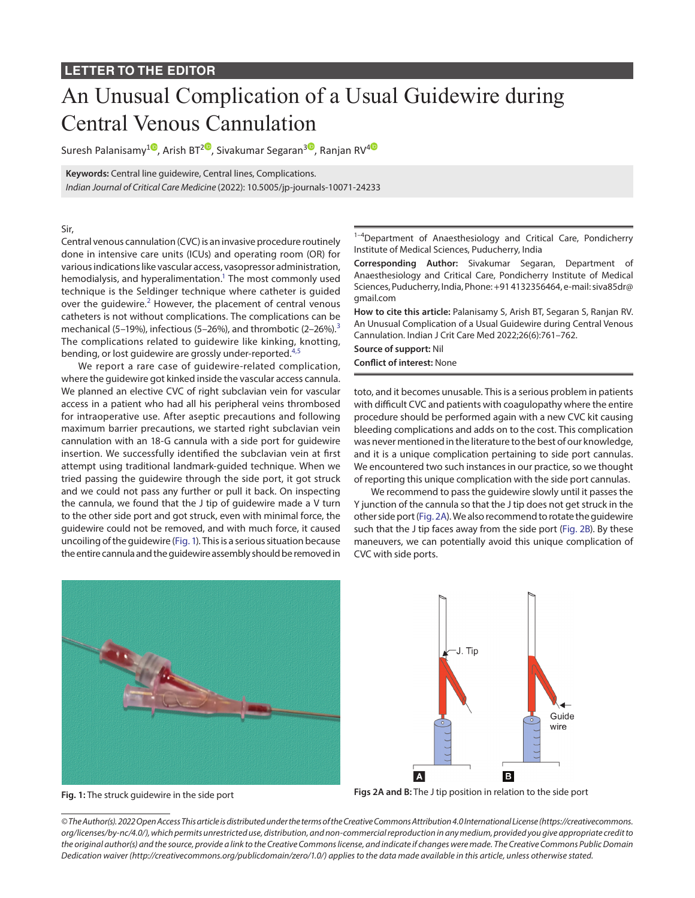LETTER TO THE EDITOR

# An Unusual Complication of a Usual Guidewire during Central Venous Cannulation

Suresh Palanisamy[1], Arish BT[2], Sivakumar Segaran[3], Ranjan RV[4]

**Keywords:** Central line guidewire, Central lines, Complications.

*Indian Journal of Critical Care Medicine* (2022): 10.5005/jp-journals-10071-24233

[1–4]Department of Anaesthesiology and Critical Care, Pondicherry Institute of Medical Sciences, Puducherry, India

**Corresponding Author:** Sivakumar Segaran, Department of Anaesthesiology and Critical Care, Pondicherry Institute of Medical Sciences, Puducherry, India, Phone: +91 4132356464, e-mail: siva85dr@gmail.com

**How to cite this article:** Palanisamy S, Arish BT, Segaran S, Ranjan RV. An Unusual Complication of a Usual Guidewire during Central Venous Cannulation. Indian J Crit Care Med 2022;26(6):761–762.

**Source of support:** Nil

**Conflict of interest:** None

Sir,

Central venous cannulation (CVC) is an invasive procedure routinely done in intensive care units (ICUs) and operating room (OR) for various indications like vascular access, vasopressor administration, hemodialysis, and hyperalimentation.[1] The most commonly used technique is the Seldinger technique where catheter is guided over the guidewire.[2] However, the placement of central venous catheters is not without complications. The complications can be mechanical (5–19%), infectious (5–26%), and thrombotic (2–26%).[3] The complications related to guidewire like kinking, knotting, bending, or lost guidewire are grossly under-reported.[4,5]

We report a rare case of guidewire-related complication, where the guidewire got kinked inside the vascular access cannula. We planned an elective CVC of right subclavian vein for vascular access in a patient who had all his peripheral veins thrombosed for intraoperative use. After aseptic precautions and following maximum barrier precautions, we started right subclavian vein cannulation with an 18-G cannula with a side port for guidewire insertion. We successfully identified the subclavian vein at first attempt using traditional landmark-guided technique. When we tried passing the guidewire through the side port, it got struck and we could not pass any further or pull it back. On inspecting the cannula, we found that the J tip of guidewire made a V turn to the other side port and got struck, even with minimal force, the guidewire could not be removed, and with much force, it caused uncoiling of the guidewire (Fig. 1). This is a serious situation because the entire cannula and the guidewire assembly should be removed in toto, and it becomes unusable. This is a serious problem in patients with difficult CVC and patients with coagulopathy where the entire procedure should be performed again with a new CVC kit causing bleeding complications and adds on to the cost. This complication was never mentioned in the literature to the best of our knowledge, and it is a unique complication pertaining to side port cannulas. We encountered two such instances in our practice, so we thought of reporting this unique complication with the side port cannulas.

We recommend to pass the guidewire slowly until it passes the Y junction of the cannula so that the J tip does not get struck in the other side port (Fig. 2A). We also recommend to rotate the guidewire such that the J tip faces away from the side port (Fig. 2B). By these maneuvers, we can potentially avoid this unique complication of CVC with side ports.

**Fig. 1:** The struck guidewire in the side port

**Figs 2A and B:** The J tip position in relation to the side port

© The Author(s). 2022 Open Access This article is distributed under the terms of the Creative Commons Attribution 4.0 International License (https://creativecommons.org/licenses/by-nc/4.0/), which permits unrestricted use, distribution, and non-commercial reproduction in any medium, provided you give appropriate credit to the original author(s) and the source, provide a link to the Creative Commons license, and indicate if changes were made. The Creative Commons Public Domain Dedication waiver (http://creativecommons.org/publicdomain/zero/1.0/) applies to the data made available in this article, unless otherwise stated.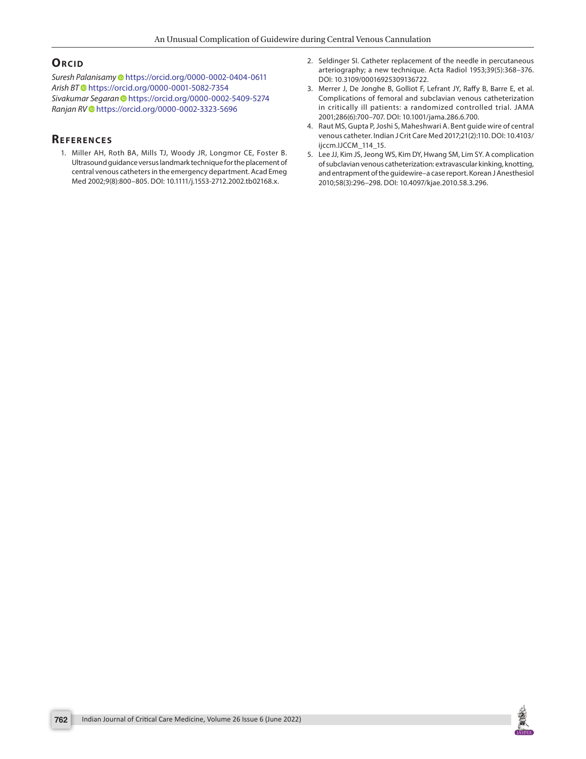## ORCID

*Suresh Palanisamy* https://orcid.org/0000-0002-0404-0611
*Arish BT* https://orcid.org/0000-0001-5082-7354
*Sivakumar Segaran* https://orcid.org/0000-0002-5409-5274
*Ranjan RV* https://orcid.org/0000-0002-3323-5696

## REFERENCES

1. Miller AH, Roth BA, Mills TJ, Woody JR, Longmor CE, Foster B. Ultrasound guidance versus landmark technique for the placement of central venous catheters in the emergency department. Acad Emeg Med 2002;9(8):800–805. DOI: 10.1111/j.1553-2712.2002.tb02168.x.
2. Seldinger SI. Catheter replacement of the needle in percutaneous arteriography; a new technique. Acta Radiol 1953;39(5):368–376. DOI: 10.3109/00016925309136722.
3. Merrer J, De Jonghe B, Golliot F, Lefrant JY, Raffy B, Barre E, et al. Complications of femoral and subclavian venous catheterization in critically ill patients: a randomized controlled trial. JAMA 2001;286(6):700–707. DOI: 10.1001/jama.286.6.700.
4. Raut MS, Gupta P, Joshi S, Maheshwari A. Bent guide wire of central venous catheter. Indian J Crit Care Med 2017;21(2):110. DOI: 10.4103/ijccm.IJCCM_114_15.
5. Lee JJ, Kim JS, Jeong WS, Kim DY, Hwang SM, Lim SY. A complication of subclavian venous catheterization: extravascular kinking, knotting, and entrapment of the guidewire–a case report. Korean J Anesthesiol 2010;58(3):296–298. DOI: 10.4097/kjae.2010.58.3.296.